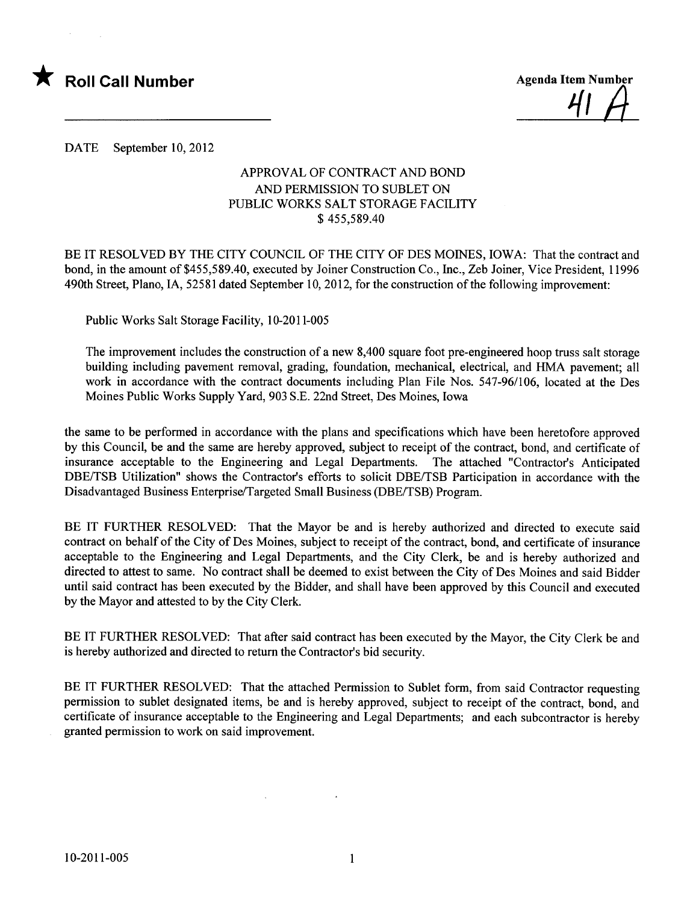★ **Roll Call Number**

**Agenda Item Number**

41 A

DATE September 10, 2012

## APPROVAL OF CONTRACT AND BOND AND PERMISSION TO SUBLET ON PUBLIC WORKS SALT STORAGE FACILITY $ 455,589.40

BE IT RESOLVED BY THE CITY COUNCIL OF THE CITY OF DES MOINES, IOWA: That the contract and bond, in the amount of $455,589.40, executed by Joiner Construction Co., Inc., Zeb Joiner, Vice President, 11996 490th Street, Plano, IA, 52581 dated September 10, 2012, for the construction of the following improvement:

> Public Works Salt Storage Facility, 10-2011-005
>
> The improvement includes the construction of a new 8,400 square foot pre-engineered hoop truss salt storage building including pavement removal, grading, foundation, mechanical, electrical, and HMA pavement; all work in accordance with the contract documents including Plan File Nos. 547-96/106, located at the Des Moines Public Works Supply Yard, 903 S.E. 22nd Street, Des Moines, Iowa

the same to be performed in accordance with the plans and specifications which have been heretofore approved by this Council, be and the same are hereby approved, subject to receipt of the contract, bond, and certificate of insurance acceptable to the Engineering and Legal Departments. The attached "Contractor's Anticipated DBE/TSB Utilization" shows the Contractor's efforts to solicit DBE/TSB Participation in accordance with the Disadvantaged Business Enterprise/Targeted Small Business (DBE/TSB) Program.

BE IT FURTHER RESOLVED: That the Mayor be and is hereby authorized and directed to execute said contract on behalf of the City of Des Moines, subject to receipt of the contract, bond, and certificate of insurance acceptable to the Engineering and Legal Departments, and the City Clerk, be and is hereby authorized and directed to attest to same. No contract shall be deemed to exist between the City of Des Moines and said Bidder until said contract has been executed by the Bidder, and shall have been approved by this Council and executed by the Mayor and attested to by the City Clerk.

BE IT FURTHER RESOLVED: That after said contract has been executed by the Mayor, the City Clerk be and is hereby authorized and directed to return the Contractor's bid security.

BE IT FURTHER RESOLVED: That the attached Permission to Sublet form, from said Contractor requesting permission to sublet designated items, be and is hereby approved, subject to receipt of the contract, bond, and certificate of insurance acceptable to the Engineering and Legal Departments; and each subcontractor is hereby granted permission to work on said improvement.

10-2011-005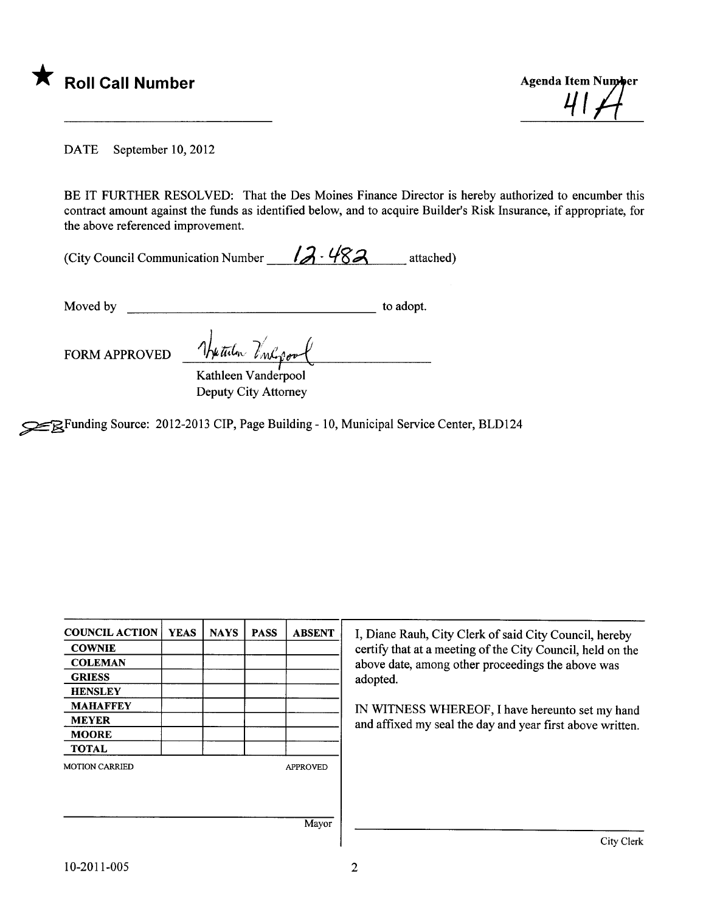★ **Roll Call Number**

Agenda Item Number
41A

DATE September 10, 2012

BE IT FURTHER RESOLVED: That the Des Moines Finance Director is hereby authorized to encumber this contract amount against the funds as identified below, and to acquire Builder's Risk Insurance, if appropriate, for the above referenced improvement.

(City Council Communication Number 12-482 attached)

Moved by ______________________________ to adopt.

FORM APPROVED

Kathleen Vanderpool
Deputy City Attorney

Funding Source: 2012-2013 CIP, Page Building - 10, Municipal Service Center, BLD124

| COUNCIL ACTION | YEAS | NAYS | PASS | ABSENT |
|---|---|---|---|---|
| COWNIE | | | | |
| COLEMAN | | | | |
| GRIESS | | | | |
| HENSLEY | | | | |
| MAHAFFEY | | | | |
| MEYER | | | | |
| MOORE | | | | |
| TOTAL | | | | |

MOTION CARRIED APPROVED

Mayor

I, Diane Rauh, City Clerk of said City Council, hereby certify that at a meeting of the City Council, held on the above date, among other proceedings the above was adopted.

IN WITNESS WHEREOF, I have hereunto set my hand and affixed my seal the day and year first above written.

City Clerk

10-2011-005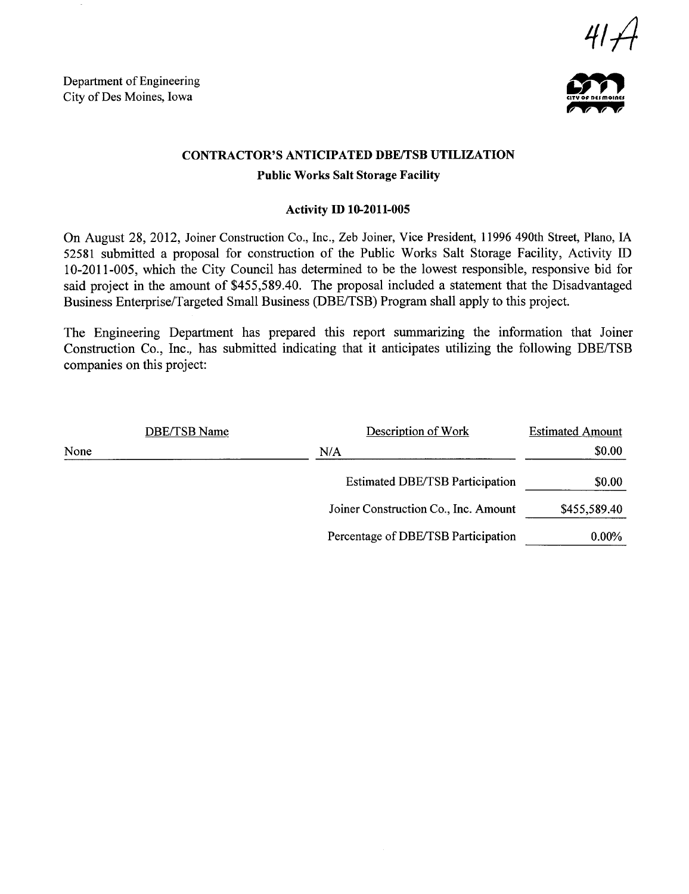41A

Department of Engineering
City of Des Moines, Iowa

## CONTRACTOR'S ANTICIPATED DBE/TSB UTILIZATION

**Public Works Salt Storage Facility**

**Activity ID 10-2011-005**

On August 28, 2012, Joiner Construction Co., Inc., Zeb Joiner, Vice President, 11996 490th Street, Plano, IA 52581 submitted a proposal for construction of the Public Works Salt Storage Facility, Activity ID 10-2011-005, which the City Council has determined to be the lowest responsible, responsive bid for said project in the amount of $455,589.40. The proposal included a statement that the Disadvantaged Business Enterprise/Targeted Small Business (DBE/TSB) Program shall apply to this project.

The Engineering Department has prepared this report summarizing the information that Joiner Construction Co., Inc., has submitted indicating that it anticipates utilizing the following DBE/TSB companies on this project:

| DBE/TSB Name | Description of Work | Estimated Amount |
|---|---|---|
| None | N/A | $0.00 |
| | Estimated DBE/TSB Participation | $0.00 |
| | Joiner Construction Co., Inc. Amount | $455,589.40 |
| | Percentage of DBE/TSB Participation | 0.00% |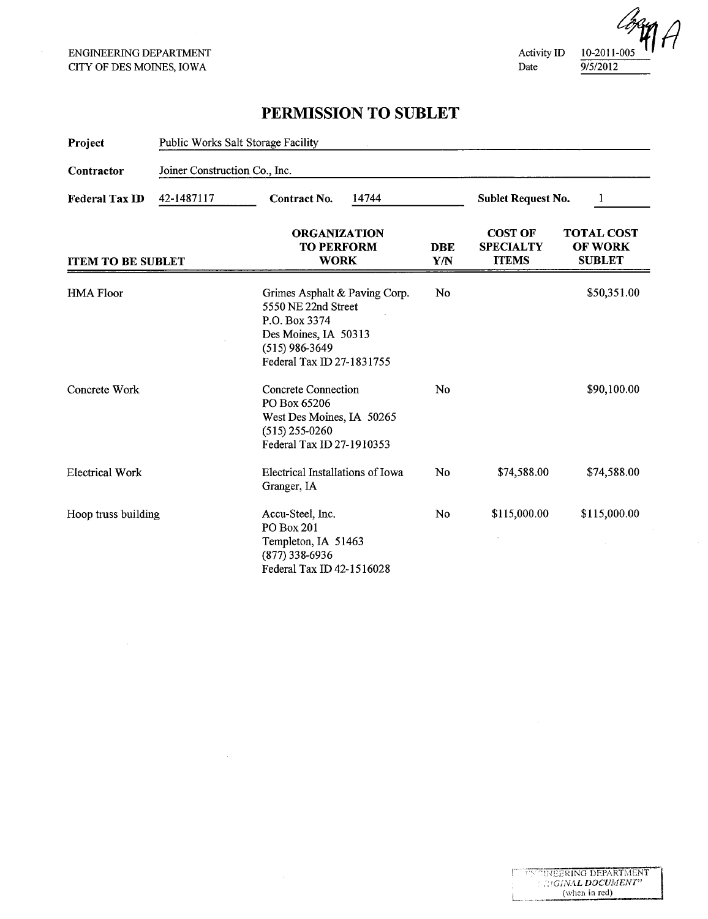ENGINEERING DEPARTMENT
CITY OF DES MOINES, IOWA

Activity ID 10-2011-005
Date 9/5/2012

# PERMISSION TO SUBLET

**Project** Public Works Salt Storage Facility

**Contractor** Joiner Construction Co., Inc.

**Federal Tax ID** 42-1487117 **Contract No.** 14744 **Sublet Request No.** 1

| ITEM TO BE SUBLET | ORGANIZATION TO PERFORM WORK | DBE Y/N | COST OF SPECIALTY ITEMS | TOTAL COST OF WORK SUBLET |
|---|---|---|---|---|
| HMA Floor | Grimes Asphalt & Paving Corp.<br>5550 NE 22nd Street<br>P.O. Box 3374<br>Des Moines, IA 50313<br>(515) 986-3649<br>Federal Tax ID 27-1831755 | No | | $50,351.00 |
| Concrete Work | Concrete Connection<br>PO Box 65206<br>West Des Moines, IA 50265<br>(515) 255-0260<br>Federal Tax ID 27-1910353 | No | | $90,100.00 |
| Electrical Work | Electrical Installations of Iowa<br>Granger, IA | No | $74,588.00 | $74,588.00 |
| Hoop truss building | Accu-Steel, Inc.<br>PO Box 201<br>Templeton, IA 51463<br>(877) 338-6936<br>Federal Tax ID 42-1516028 | No | $115,000.00 | $115,000.00 |

ENGINEERING DEPARTMENT "ORIGINAL DOCUMENT" (when in red)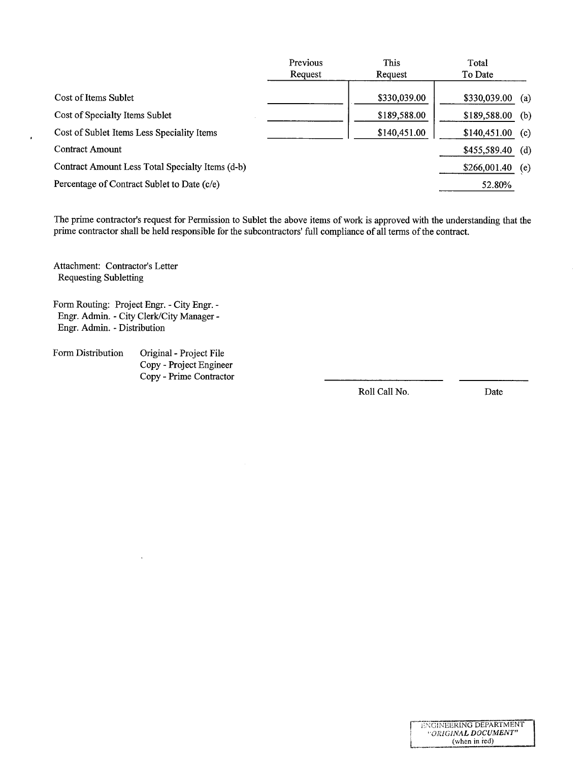| | Previous Request | This Request | Total To Date | |
|---|---|---|---|---|
| Cost of Items Sublet | | $330,039.00 | $330,039.00 | (a) |
| Cost of Specialty Items Sublet | | $189,588.00 | $189,588.00 | (b) |
| Cost of Sublet Items Less Speciality Items | | $140,451.00 | $140,451.00 | (c) |
| Contract Amount | | | $455,589.40 | (d) |
| Contract Amount Less Total Specialty Items (d-b) | | | $266,001.40 | (e) |
| Percentage of Contract Sublet to Date (c/e) | | | 52.80% | |

The prime contractor's request for Permission to Sublet the above items of work is approved with the understanding that the prime contractor shall be held responsible for the subcontractors' full compliance of all terms of the contract.

Attachment: Contractor's Letter
Requesting Subletting

Form Routing: Project Engr. - City Engr. -
Engr. Admin. - City Clerk/City Manager -
Engr. Admin. - Distribution

Form Distribution
- Original - Project File
- Copy - Project Engineer
- Copy - Prime Contractor

Roll Call No. ______________ Date ______________

ENGINEERING DEPARTMENT
*"ORIGINAL DOCUMENT"*
(when in red)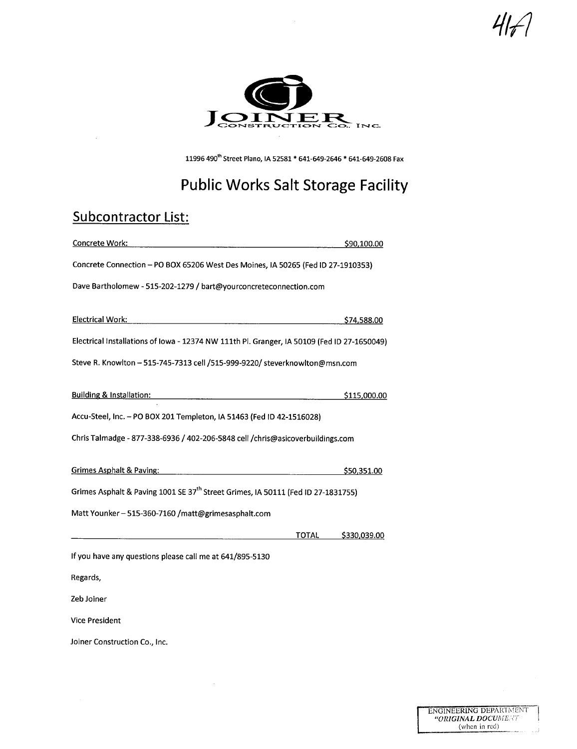41A

JOINER CONSTRUCTION CO., INC.

11996 490th Street Plano, IA 52581 * 641-649-2646 * 641-649-2608 Fax

# Public Works Salt Storage Facility

## Subcontractor List:

Concrete Work: $90,100.00

Concrete Connection – PO BOX 65206 West Des Moines, IA 50265 (Fed ID 27-1910353)

Dave Bartholomew - 515-202-1279 / bart@yourconcreteconnection.com

Electrical Work: $74,588.00

Electrical Installations of Iowa - 12374 NW 111th Pl. Granger, IA 50109 (Fed ID 27-1650049)

Steve R. Knowlton – 515-745-7313 cell /515-999-9220/ steverknowlton@msn.com

Building & Installation: $115,000.00

Accu-Steel, Inc. – PO BOX 201 Templeton, IA 51463 (Fed ID 42-1516028)

Chris Talmadge - 877-338-6936 / 402-206-5848 cell /chris@asicoverbuildings.com

Grimes Asphalt & Paving: $50,351.00

Grimes Asphalt & Paving 1001 SE 37th Street Grimes, IA 50111 (Fed ID 27-1831755)

Matt Younker – 515-360-7160 /matt@grimesasphalt.com

TOTAL $330,039.00

If you have any questions please call me at 641/895-5130

Regards,

Zeb Joiner

Vice President

Joiner Construction Co., Inc.

ENGINEERING DEPARTMENT
"ORIGINAL DOCUMENT"
(when in red)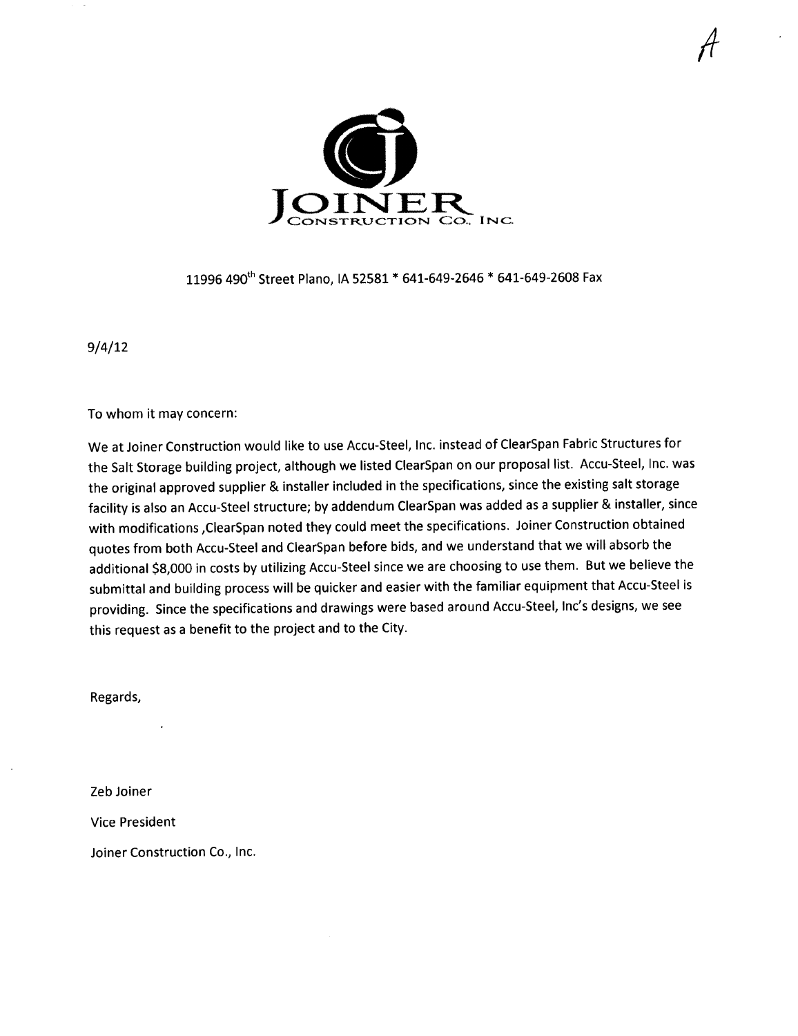A

JOINER CONSTRUCTION CO., INC.

11996 490th Street Plano, IA 52581 * 641-649-2646 * 641-649-2608 Fax

9/4/12

To whom it may concern:

We at Joiner Construction would like to use Accu-Steel, Inc. instead of ClearSpan Fabric Structures for the Salt Storage building project, although we listed ClearSpan on our proposal list. Accu-Steel, Inc. was the original approved supplier & installer included in the specifications, since the existing salt storage facility is also an Accu-Steel structure; by addendum ClearSpan was added as a supplier & installer, since with modifications ,ClearSpan noted they could meet the specifications. Joiner Construction obtained quotes from both Accu-Steel and ClearSpan before bids, and we understand that we will absorb the additional $8,000 in costs by utilizing Accu-Steel since we are choosing to use them. But we believe the submittal and building process will be quicker and easier with the familiar equipment that Accu-Steel is providing. Since the specifications and drawings were based around Accu-Steel, Inc's designs, we see this request as a benefit to the project and to the City.

Regards,

Zeb Joiner

Vice President

Joiner Construction Co., Inc.